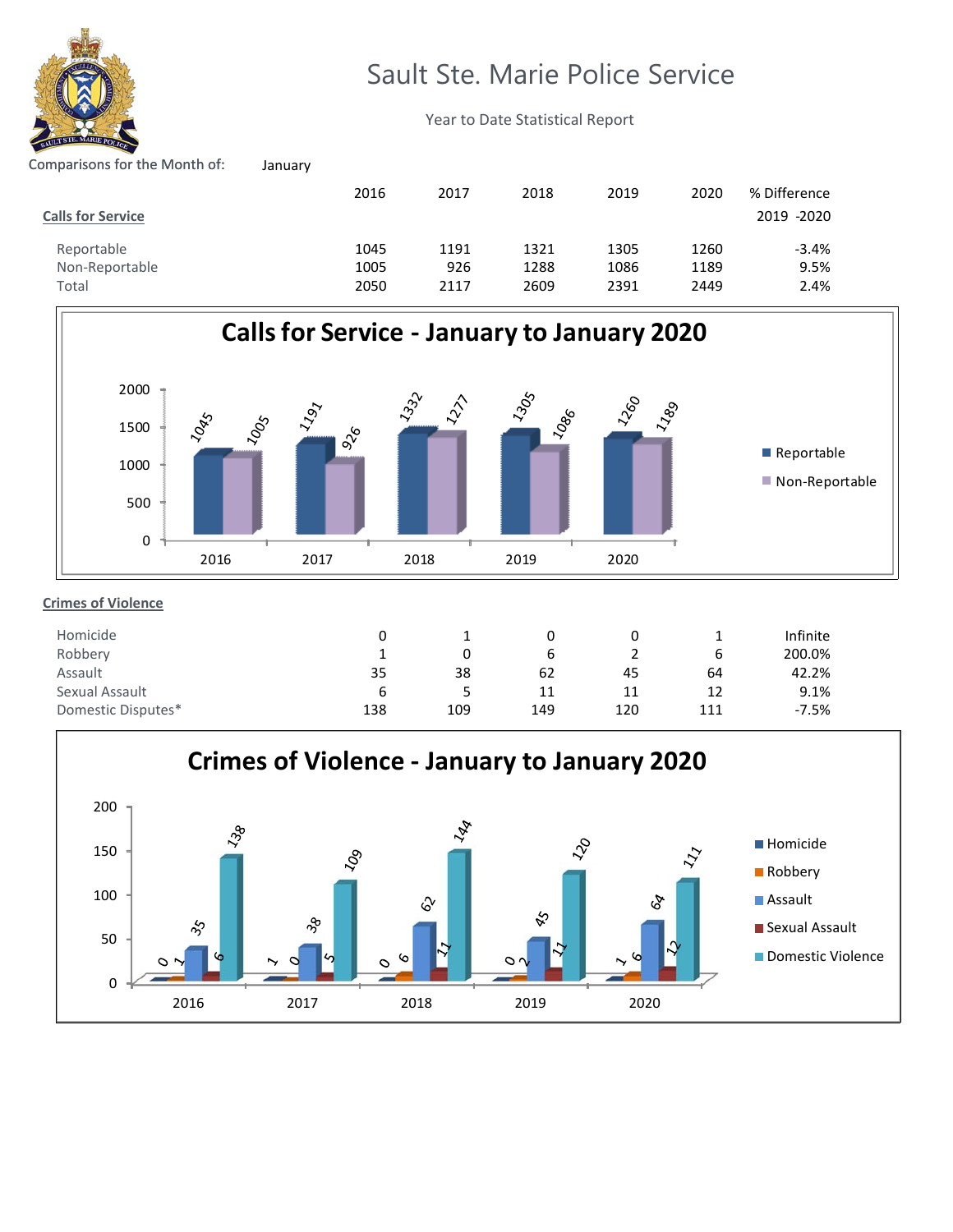# Sault Ste. Marie Police Service

Year to Date Statistical Report

Comparisons for the Month of: January

| | 2016 | 2017 | 2018 | 2019 | 2020 | % Difference 2019 -2020 |
|---|---|---|---|---|---|---|
| **Calls for Service** | | | | | | |
| Reportable | 1045 | 1191 | 1321 | 1305 | 1260 | -3.4% |
| Non-Reportable | 1005 | 926 | 1288 | 1086 | 1189 | 9.5% |
| Total | 2050 | 2117 | 2609 | 2391 | 2449 | 2.4% |

## Calls for Service - January to January 2020

| | Reportable | Non-Reportable |
|---|---|---|
| 2016 | 1045 | 1005 |
| 2017 | 1191 | 926 |
| 2018 | 1332 | 1277 |
| 2019 | 1305 | 1086 |
| 2020 | 1260 | 1189 |

**Crimes of Violence**

| | 2016 | 2017 | 2018 | 2019 | 2020 | % Difference 2019 -2020 |
|---|---|---|---|---|---|---|
| Homicide | 0 | 1 | 0 | 0 | 1 | Infinite |
| Robbery | 1 | 0 | 6 | 2 | 6 | 200.0% |
| Assault | 35 | 38 | 62 | 45 | 64 | 42.2% |
| Sexual Assault | 6 | 5 | 11 | 11 | 12 | 9.1% |
| Domestic Disputes* | 138 | 109 | 149 | 120 | 111 | -7.5% |

## Crimes of Violence - January to January 2020

| | Homicide | Robbery | Assault | Sexual Assault | Domestic Violence |
|---|---|---|---|---|---|
| 2016 | 0 | 1 | 35 | 6 | 138 |
| 2017 | 1 | 0 | 38 | 5 | 109 |
| 2018 | 0 | 6 | 62 | 11 | 144 |
| 2019 | 0 | 2 | 45 | 11 | 120 |
| 2020 | 1 | 6 | 64 | 12 | 111 |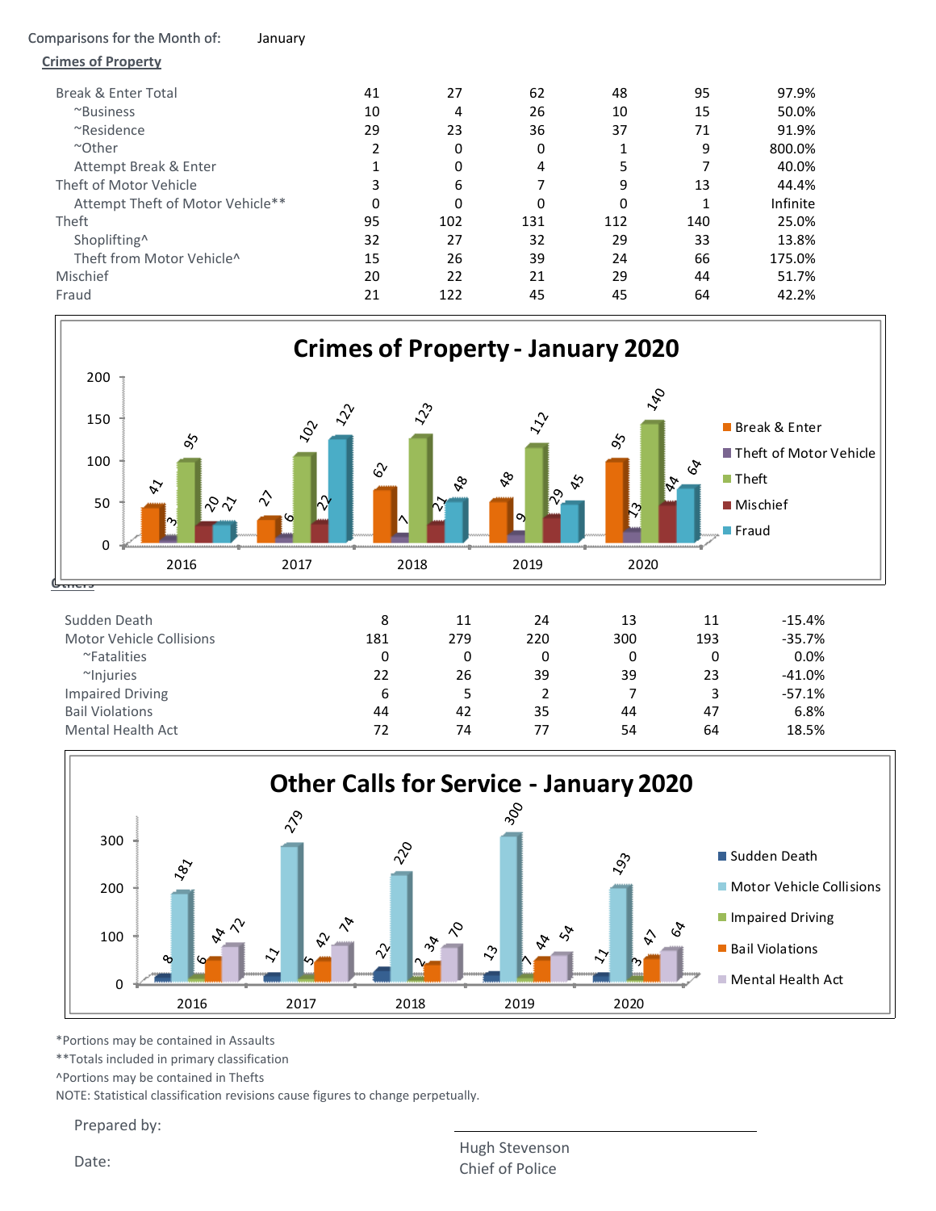Comparisons for the Month of: January

**Crimes of Property**

| | | | | | | |
|---|---|---|---|---|---|---|
| Break & Enter Total | 41 | 27 | 62 | 48 | 95 | 97.9% |
| ~Business | 10 | 4 | 26 | 10 | 15 | 50.0% |
| ~Residence | 29 | 23 | 36 | 37 | 71 | 91.9% |
| ~Other | 2 | 0 | 0 | 1 | 9 | 800.0% |
| Attempt Break & Enter | 1 | 0 | 4 | 5 | 7 | 40.0% |
| Theft of Motor Vehicle | 3 | 6 | 7 | 9 | 13 | 44.4% |
| Attempt Theft of Motor Vehicle** | 0 | 0 | 0 | 0 | 1 | Infinite |
| Theft | 95 | 102 | 131 | 112 | 140 | 25.0% |
| Shoplifting^ | 32 | 27 | 32 | 29 | 33 | 13.8% |
| Theft from Motor Vehicle^ | 15 | 26 | 39 | 24 | 66 | 175.0% |
| Mischief | 20 | 22 | 21 | 29 | 44 | 51.7% |
| Fraud | 21 | 122 | 45 | 45 | 64 | 42.2% |

**Crimes of Property - January 2020**

0
50
100
150
200

41 3 95 20 21
27 6 102 22 122
62 7 123 21 48
48 9 112 29 45
95 13 140 44 64

2016
2017
2018
2019
2020

Break & Enter
Theft of Motor Vehicle
Theft
Mischief
Fraud

**Others**

| | | | | | | |
|---|---|---|---|---|---|---|
| Sudden Death | 8 | 11 | 24 | 13 | 11 | -15.4% |
| Motor Vehicle Collisions | 181 | 279 | 220 | 300 | 193 | -35.7% |
| ~Fatalities | 0 | 0 | 0 | 0 | 0 | 0.0% |
| ~Injuries | 22 | 26 | 39 | 39 | 23 | -41.0% |
| Impaired Driving | 6 | 5 | 2 | 7 | 3 | -57.1% |
| Bail Violations | 44 | 42 | 35 | 44 | 47 | 6.8% |
| Mental Health Act | 72 | 74 | 77 | 54 | 64 | 18.5% |

**Other Calls for Service - January 2020**

0
100
200
300

8 181 6 44 72
11 279 5 42 74
22 220 2 34 70
13 300 7 44 54
11 193 3 47 64

2016
2017
2018
2019
2020

Sudden Death
Motor Vehicle Collisions
Impaired Driving
Bail Violations
Mental Health Act

*Portions may be contained in Assaults
**Totals included in primary classification
^Portions may be contained in Thefts
NOTE: Statistical classification revisions cause figures to change perpetually.

Prepared by:

Date:

Hugh Stevenson
Chief of Police